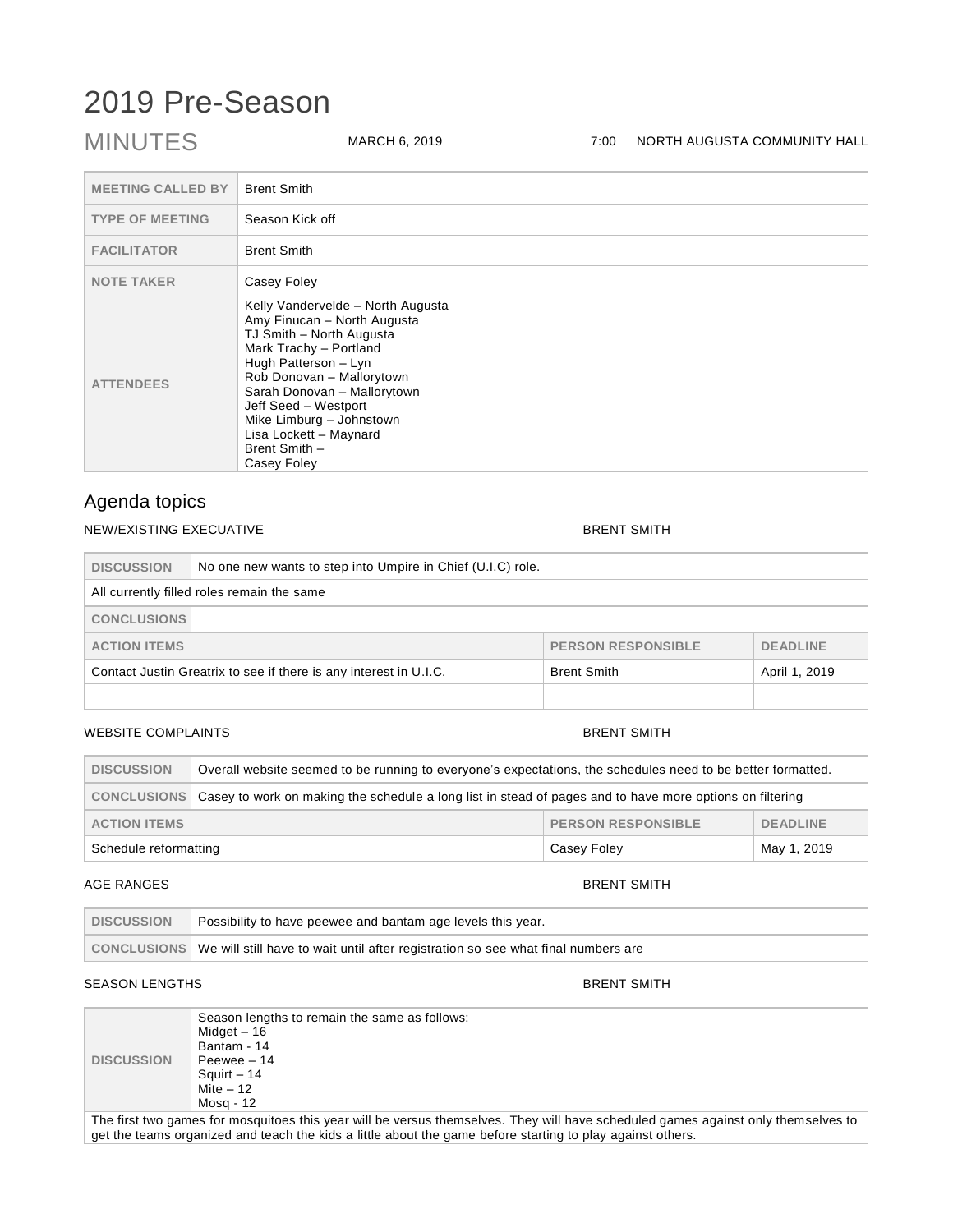# 2019 Pre-Season

MINUTES | MARCH 6, 2019 | 7:00 | NORTH AUGUSTA COMMUNITY HALL

| | |
|---|---|
| **MEETING CALLED BY** | Brent Smith |
| **TYPE OF MEETING** | Season Kick off |
| **FACILITATOR** | Brent Smith |
| **NOTE TAKER** | Casey Foley |
| **ATTENDEES** | Kelly Vandervelde – North Augusta<br>Amy Finucan – North Augusta<br>TJ Smith – North Augusta<br>Mark Trachy – Portland<br>Hugh Patterson – Lyn<br>Rob Donovan – Mallorytown<br>Sarah Donovan – Mallorytown<br>Jeff Seed – Westport<br>Mike Limburg – Johnstown<br>Lisa Lockett – Maynard<br>Brent Smith –<br>Casey Foley |

## Agenda topics

### NEW/EXISTING EXECUTIVE — BRENT SMITH

| | |
|---|---|
| **DISCUSSION** | No one new wants to step into Umpire in Chief (U.I.C) role. |

All currently filled roles remain the same

| | |
|---|---|
| **CONCLUSIONS** | |

| ACTION ITEMS | PERSON RESPONSIBLE | DEADLINE |
|---|---|---|
| Contact Justin Greatrix to see if there is any interest in U.I.C. | Brent Smith | April 1, 2019 |
| | | |

### WEBSITE COMPLAINTS — BRENT SMITH

| | |
|---|---|
| **DISCUSSION** | Overall website seemed to be running to everyone's expectations, the schedules need to be better formatted. |
| **CONCLUSIONS** | Casey to work on making the schedule a long list in stead of pages and to have more options on filtering |

| ACTION ITEMS | PERSON RESPONSIBLE | DEADLINE |
|---|---|---|
| Schedule reformatting | Casey Foley | May 1, 2019 |

### AGE RANGES — BRENT SMITH

| | |
|---|---|
| **DISCUSSION** | Possibility to have peewee and bantam age levels this year. |
| **CONCLUSIONS** | We will still have to wait until after registration so see what final numbers are |

### SEASON LENGTHS — BRENT SMITH

| | |
|---|---|
| **DISCUSSION** | Season lengths to remain the same as follows:<br>Midget – 16<br>Bantam - 14<br>Peewee – 14<br>Squirt – 14<br>Mite – 12<br>Mosq - 12 |

The first two games for mosquitoes this year will be versus themselves. They will have scheduled games against only themselves to get the teams organized and teach the kids a little about the game before starting to play against others.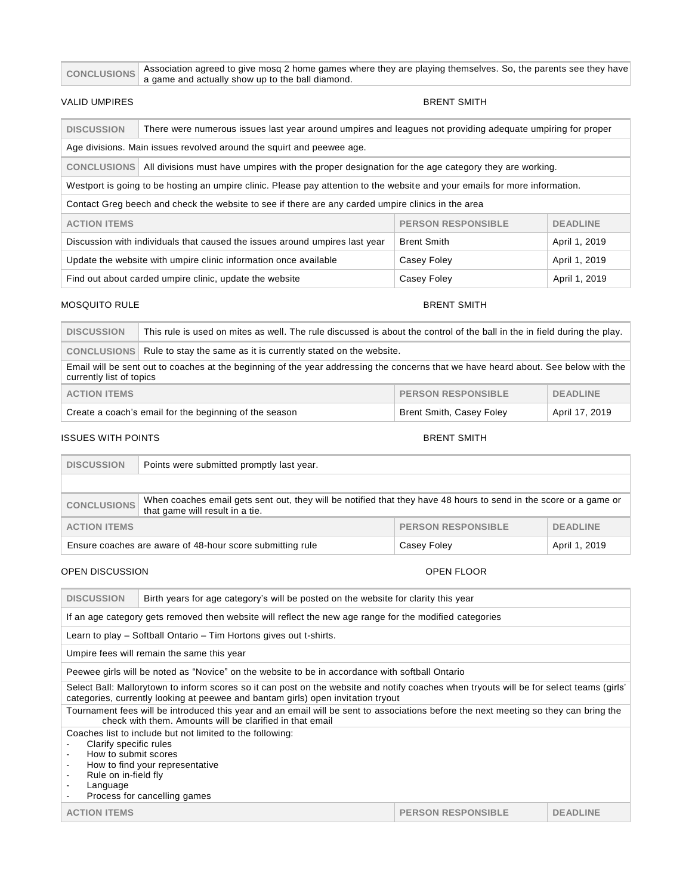| CONCLUSIONS | Association agreed to give mosq 2 home games where they are playing themselves. So, the parents see they have a game and actually show up to the ball diamond. |
|---|---|

VALID UMPIRES — BRENT SMITH

| DISCUSSION | There were numerous issues last year around umpires and leagues not providing adequate umpiring for proper |
|---|---|
| Age divisions. Main issues revolved around the squirt and peewee age. | |
| CONCLUSIONS | All divisions must have umpires with the proper designation for the age category they are working. |
| Westport is going to be hosting an umpire clinic. Please pay attention to the website and your emails for more information. | |
| Contact Greg beech and check the website to see if there are any carded umpire clinics in the area | |

| ACTION ITEMS | PERSON RESPONSIBLE | DEADLINE |
|---|---|---|
| Discussion with individuals that caused the issues around umpires last year | Brent Smith | April 1, 2019 |
| Update the website with umpire clinic information once available | Casey Foley | April 1, 2019 |
| Find out about carded umpire clinic, update the website | Casey Foley | April 1, 2019 |

MOSQUITO RULE — BRENT SMITH

| DISCUSSION | This rule is used on mites as well. The rule discussed is about the control of the ball in the in field during the play. |
|---|---|
| CONCLUSIONS | Rule to stay the same as it is currently stated on the website. |
| Email will be sent out to coaches at the beginning of the year addressing the concerns that we have heard about. See below with the currently list of topics | |

| ACTION ITEMS | PERSON RESPONSIBLE | DEADLINE |
|---|---|---|
| Create a coach's email for the beginning of the season | Brent Smith, Casey Foley | April 17, 2019 |

ISSUES WITH POINTS — BRENT SMITH

| DISCUSSION | Points were submitted promptly last year. |
|---|---|
| | |
| CONCLUSIONS | When coaches email gets sent out, they will be notified that they have 48 hours to send in the score or a game or that game will result in a tie. |

| ACTION ITEMS | PERSON RESPONSIBLE | DEADLINE |
|---|---|---|
| Ensure coaches are aware of 48-hour score submitting rule | Casey Foley | April 1, 2019 |

OPEN DISCUSSION — OPEN FLOOR

| DISCUSSION | Birth years for age category's will be posted on the website for clarity this year |
|---|---|
| If an age category gets removed then website will reflect the new age range for the modified categories | |
| Learn to play – Softball Ontario – Tim Hortons gives out t-shirts. | |
| Umpire fees will remain the same this year | |
| Peewee girls will be noted as "Novice" on the website to be in accordance with softball Ontario | |
| Select Ball: Mallorytown to inform scores so it can post on the website and notify coaches when tryouts will be for select teams (girls' categories, currently looking at peewee and bantam girls) open invitation tryout | |
| Tournament fees will be introduced this year and an email will be sent to associations before the next meeting so they can bring the check with them. Amounts will be clarified in that email | |
| Coaches list to include but not limited to the following:<br>- Clarify specific rules<br>- How to submit scores<br>- How to find your representative<br>- Rule on in-field fly<br>- Language<br>- Process for cancelling games | |

| ACTION ITEMS | PERSON RESPONSIBLE | DEADLINE |
|---|---|---|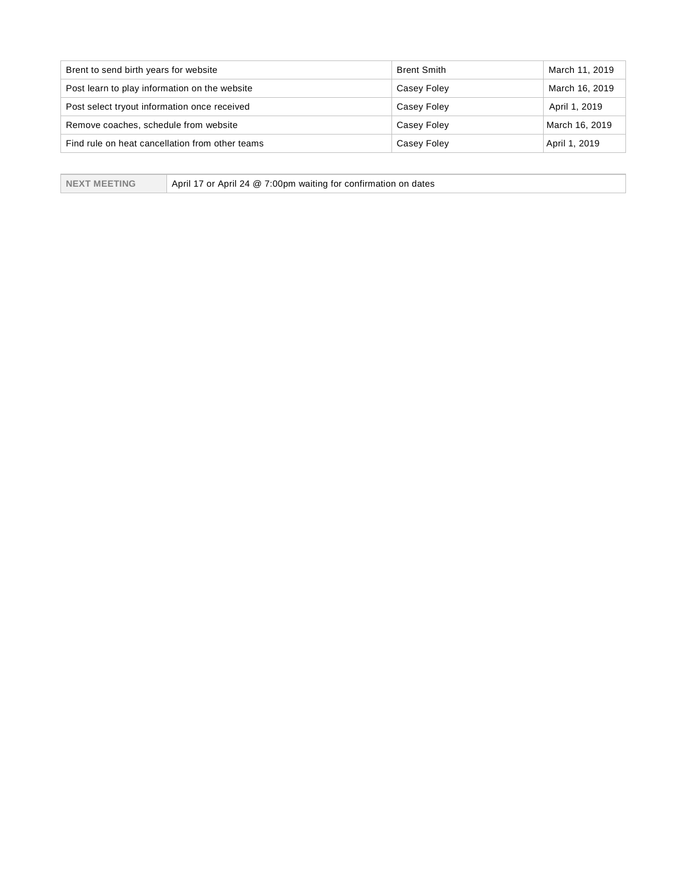| | | |
|---|---|---|
| Brent to send birth years for website | Brent Smith | March 11, 2019 |
| Post learn to play information on the website | Casey Foley | March 16, 2019 |
| Post select tryout information once received | Casey Foley | April 1, 2019 |
| Remove coaches, schedule from website | Casey Foley | March 16, 2019 |
| Find rule on heat cancellation from other teams | Casey Foley | April 1, 2019 |

| | |
|---|---|
| **NEXT MEETING** | April 17 or April 24 @ 7:00pm waiting for confirmation on dates |